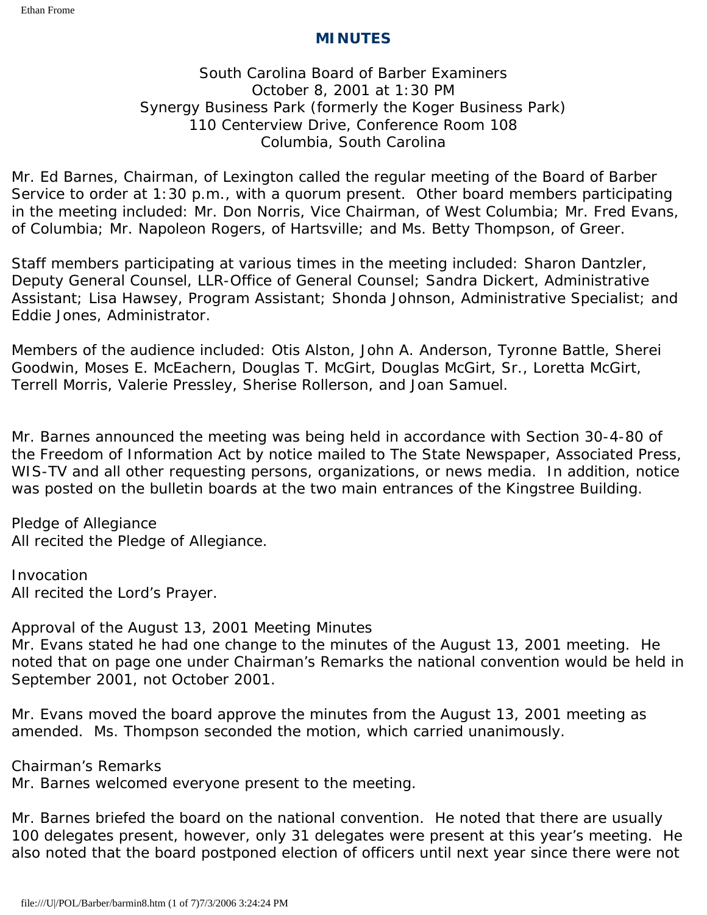# MINUTES

South Carolina Board of Barber Examiners
October 8, 2001 at 1:30 PM
Synergy Business Park (formerly the Koger Business Park)
110 Centerview Drive, Conference Room 108
Columbia, South Carolina

Mr. Ed Barnes, Chairman, of Lexington called the regular meeting of the Board of Barber Service to order at 1:30 p.m., with a quorum present. Other board members participating in the meeting included: Mr. Don Norris, Vice Chairman, of West Columbia; Mr. Fred Evans, of Columbia; Mr. Napoleon Rogers, of Hartsville; and Ms. Betty Thompson, of Greer.

Staff members participating at various times in the meeting included: Sharon Dantzler, Deputy General Counsel, LLR-Office of General Counsel; Sandra Dickert, Administrative Assistant; Lisa Hawsey, Program Assistant; Shonda Johnson, Administrative Specialist; and Eddie Jones, Administrator.

Members of the audience included: Otis Alston, John A. Anderson, Tyronne Battle, Sherei Goodwin, Moses E. McEachern, Douglas T. McGirt, Douglas McGirt, Sr., Loretta McGirt, Terrell Morris, Valerie Pressley, Sherise Rollerson, and Joan Samuel.

Mr. Barnes announced the meeting was being held in accordance with Section 30-4-80 of the Freedom of Information Act by notice mailed to The State Newspaper, Associated Press, WIS-TV and all other requesting persons, organizations, or news media. In addition, notice was posted on the bulletin boards at the two main entrances of the Kingstree Building.

Pledge of Allegiance
All recited the Pledge of Allegiance.

Invocation
All recited the Lord's Prayer.

Approval of the August 13, 2001 Meeting Minutes
Mr. Evans stated he had one change to the minutes of the August 13, 2001 meeting. He noted that on page one under Chairman's Remarks the national convention would be held in September 2001, not October 2001.

Mr. Evans moved the board approve the minutes from the August 13, 2001 meeting as amended. Ms. Thompson seconded the motion, which carried unanimously.

Chairman's Remarks
Mr. Barnes welcomed everyone present to the meeting.

Mr. Barnes briefed the board on the national convention. He noted that there are usually 100 delegates present, however, only 31 delegates were present at this year's meeting. He also noted that the board postponed election of officers until next year since there were not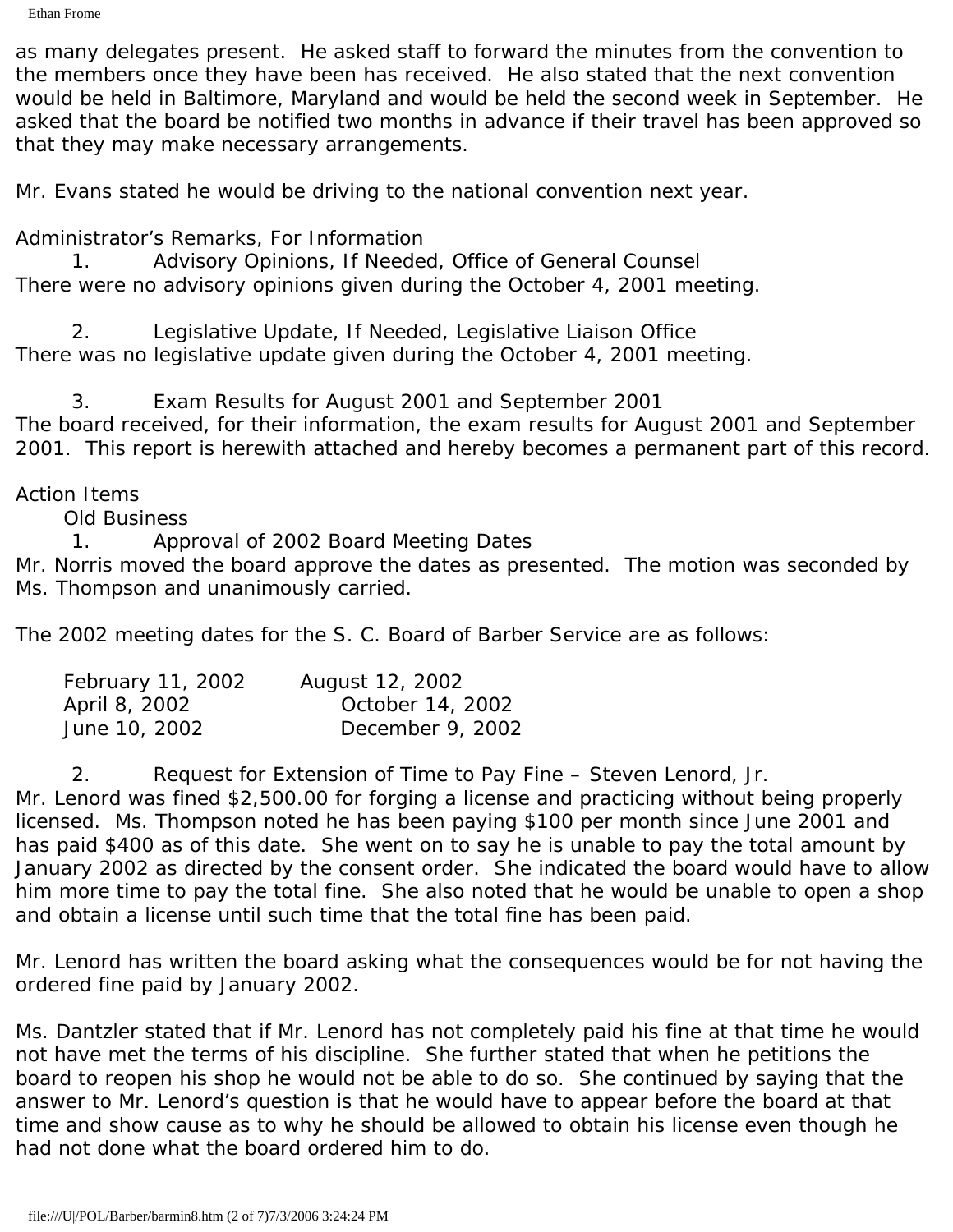as many delegates present. He asked staff to forward the minutes from the convention to the members once they have been has received. He also stated that the next convention would be held in Baltimore, Maryland and would be held the second week in September. He asked that the board be notified two months in advance if their travel has been approved so that they may make necessary arrangements.

Mr. Evans stated he would be driving to the national convention next year.

Administrator's Remarks, For Information

1. Advisory Opinions, If Needed, Office of General Counsel

There were no advisory opinions given during the October 4, 2001 meeting.

2. Legislative Update, If Needed, Legislative Liaison Office

There was no legislative update given during the October 4, 2001 meeting.

3. Exam Results for August 2001 and September 2001

The board received, for their information, the exam results for August 2001 and September 2001. This report is herewith attached and hereby becomes a permanent part of this record.

Action Items

Old Business

1. Approval of 2002 Board Meeting Dates

Mr. Norris moved the board approve the dates as presented. The motion was seconded by Ms. Thompson and unanimously carried.

The 2002 meeting dates for the S. C. Board of Barber Service are as follows:

| | |
|---|---|
| February 11, 2002 | August 12, 2002 |
| April 8, 2002 | October 14, 2002 |
| June 10, 2002 | December 9, 2002 |

2. Request for Extension of Time to Pay Fine – Steven Lenord, Jr.

Mr. Lenord was fined $2,500.00 for forging a license and practicing without being properly licensed. Ms. Thompson noted he has been paying $100 per month since June 2001 and has paid $400 as of this date. She went on to say he is unable to pay the total amount by January 2002 as directed by the consent order. She indicated the board would have to allow him more time to pay the total fine. She also noted that he would be unable to open a shop and obtain a license until such time that the total fine has been paid.

Mr. Lenord has written the board asking what the consequences would be for not having the ordered fine paid by January 2002.

Ms. Dantzler stated that if Mr. Lenord has not completely paid his fine at that time he would not have met the terms of his discipline. She further stated that when he petitions the board to reopen his shop he would not be able to do so. She continued by saying that the answer to Mr. Lenord's question is that he would have to appear before the board at that time and show cause as to why he should be allowed to obtain his license even though he had not done what the board ordered him to do.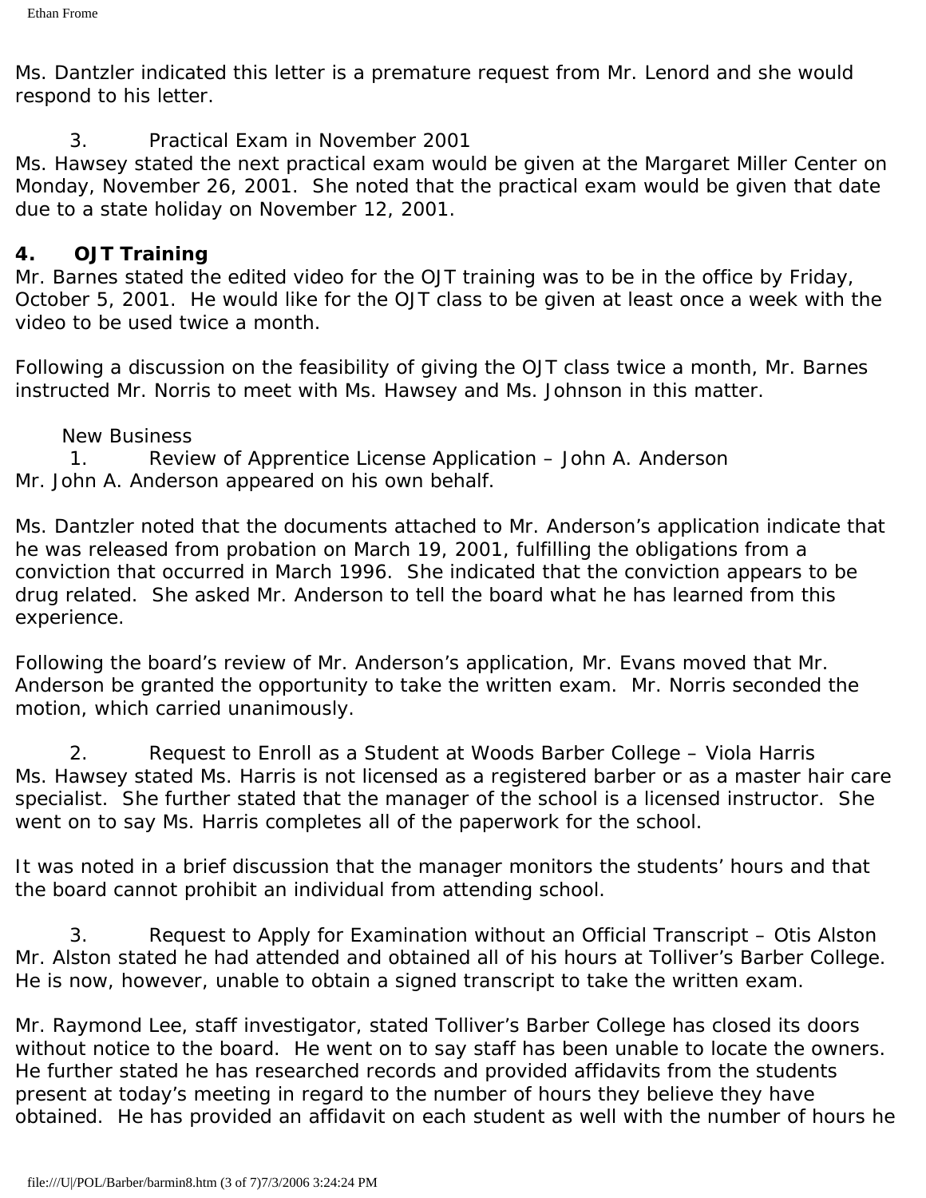Ms. Dantzler indicated this letter is a premature request from Mr. Lenord and she would respond to his letter.

3. Practical Exam in November 2001

Ms. Hawsey stated the next practical exam would be given at the Margaret Miller Center on Monday, November 26, 2001. She noted that the practical exam would be given that date due to a state holiday on November 12, 2001.

**4. OJT Training**

Mr. Barnes stated the edited video for the OJT training was to be in the office by Friday, October 5, 2001. He would like for the OJT class to be given at least once a week with the video to be used twice a month.

Following a discussion on the feasibility of giving the OJT class twice a month, Mr. Barnes instructed Mr. Norris to meet with Ms. Hawsey and Ms. Johnson in this matter.

New Business

1. Review of Apprentice License Application – John A. Anderson

Mr. John A. Anderson appeared on his own behalf.

Ms. Dantzler noted that the documents attached to Mr. Anderson's application indicate that he was released from probation on March 19, 2001, fulfilling the obligations from a conviction that occurred in March 1996. She indicated that the conviction appears to be drug related. She asked Mr. Anderson to tell the board what he has learned from this experience.

Following the board's review of Mr. Anderson's application, Mr. Evans moved that Mr. Anderson be granted the opportunity to take the written exam. Mr. Norris seconded the motion, which carried unanimously.

2. Request to Enroll as a Student at Woods Barber College – Viola Harris

Ms. Hawsey stated Ms. Harris is not licensed as a registered barber or as a master hair care specialist. She further stated that the manager of the school is a licensed instructor. She went on to say Ms. Harris completes all of the paperwork for the school.

It was noted in a brief discussion that the manager monitors the students' hours and that the board cannot prohibit an individual from attending school.

3. Request to Apply for Examination without an Official Transcript – Otis Alston

Mr. Alston stated he had attended and obtained all of his hours at Tolliver's Barber College. He is now, however, unable to obtain a signed transcript to take the written exam.

Mr. Raymond Lee, staff investigator, stated Tolliver's Barber College has closed its doors without notice to the board. He went on to say staff has been unable to locate the owners. He further stated he has researched records and provided affidavits from the students present at today's meeting in regard to the number of hours they believe they have obtained. He has provided an affidavit on each student as well with the number of hours he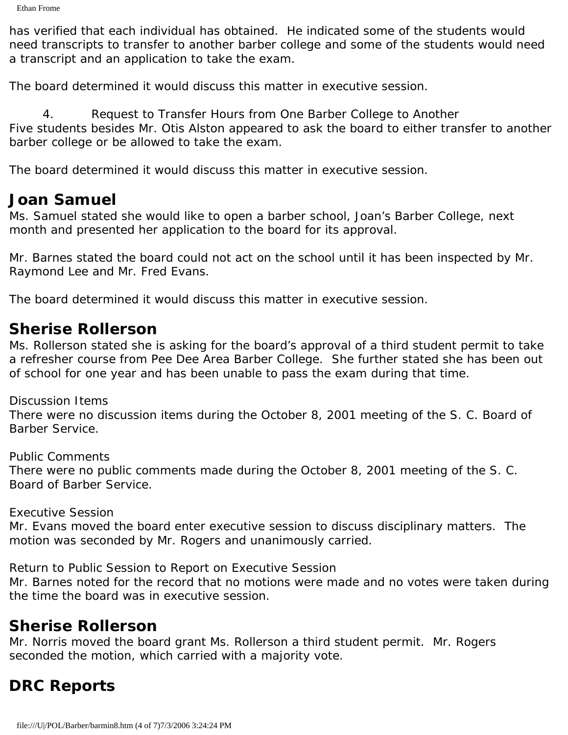has verified that each individual has obtained. He indicated some of the students would need transcripts to transfer to another barber college and some of the students would need a transcript and an application to take the exam.

The board determined it would discuss this matter in executive session.

4. Request to Transfer Hours from One Barber College to Another

Five students besides Mr. Otis Alston appeared to ask the board to either transfer to another barber college or be allowed to take the exam.

The board determined it would discuss this matter in executive session.

## Joan Samuel

Ms. Samuel stated she would like to open a barber school, Joan's Barber College, next month and presented her application to the board for its approval.

Mr. Barnes stated the board could not act on the school until it has been inspected by Mr. Raymond Lee and Mr. Fred Evans.

The board determined it would discuss this matter in executive session.

## Sherise Rollerson

Ms. Rollerson stated she is asking for the board's approval of a third student permit to take a refresher course from Pee Dee Area Barber College. She further stated she has been out of school for one year and has been unable to pass the exam during that time.

Discussion Items

There were no discussion items during the October 8, 2001 meeting of the S. C. Board of Barber Service.

Public Comments

There were no public comments made during the October 8, 2001 meeting of the S. C. Board of Barber Service.

Executive Session

Mr. Evans moved the board enter executive session to discuss disciplinary matters. The motion was seconded by Mr. Rogers and unanimously carried.

Return to Public Session to Report on Executive Session

Mr. Barnes noted for the record that no motions were made and no votes were taken during the time the board was in executive session.

## Sherise Rollerson

Mr. Norris moved the board grant Ms. Rollerson a third student permit. Mr. Rogers seconded the motion, which carried with a majority vote.

## DRC Reports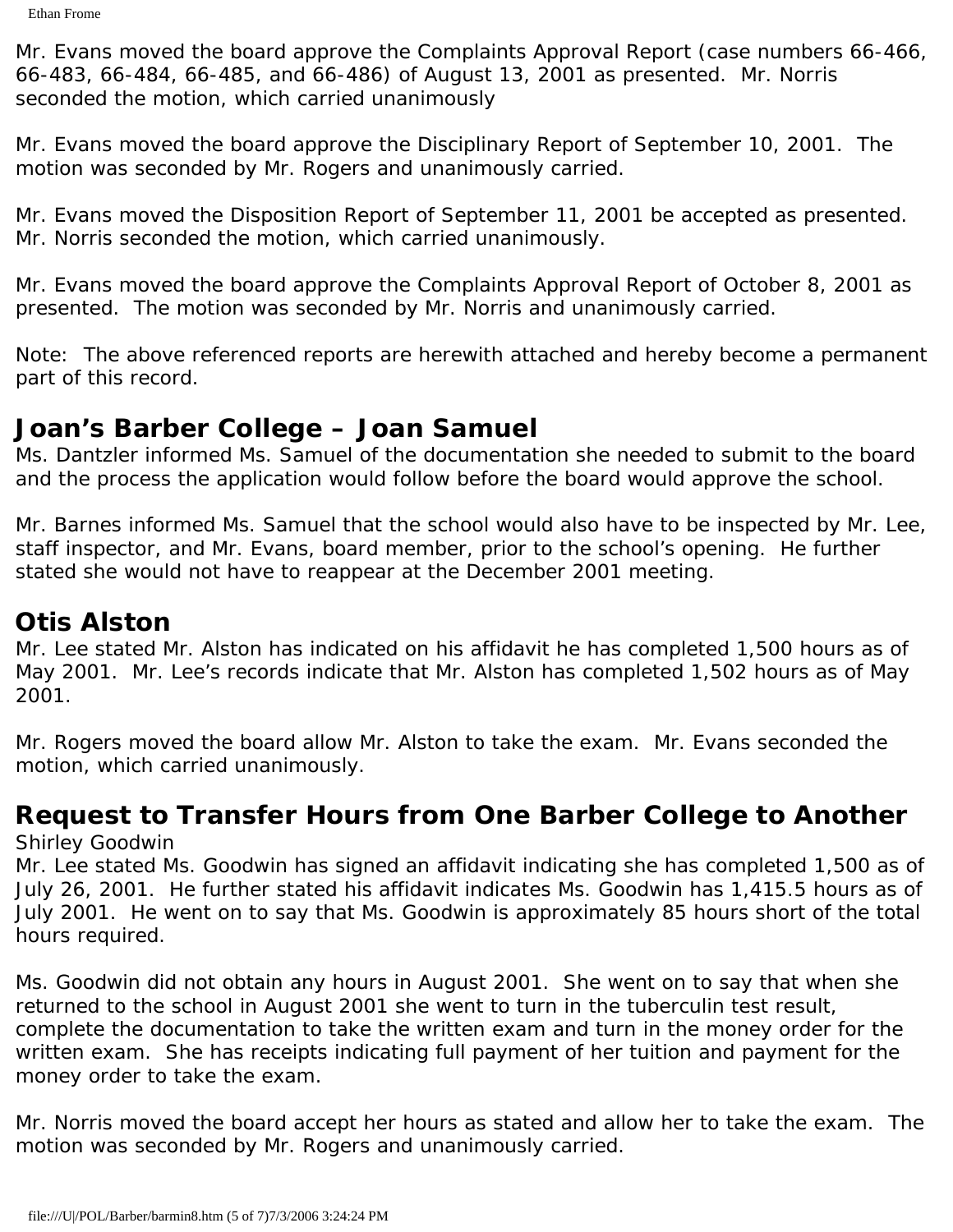Mr. Evans moved the board approve the Complaints Approval Report (case numbers 66-466, 66-483, 66-484, 66-485, and 66-486) of August 13, 2001 as presented. Mr. Norris seconded the motion, which carried unanimously

Mr. Evans moved the board approve the Disciplinary Report of September 10, 2001. The motion was seconded by Mr. Rogers and unanimously carried.

Mr. Evans moved the Disposition Report of September 11, 2001 be accepted as presented. Mr. Norris seconded the motion, which carried unanimously.

Mr. Evans moved the board approve the Complaints Approval Report of October 8, 2001 as presented. The motion was seconded by Mr. Norris and unanimously carried.

Note: The above referenced reports are herewith attached and hereby become a permanent part of this record.

## Joan's Barber College – Joan Samuel

Ms. Dantzler informed Ms. Samuel of the documentation she needed to submit to the board and the process the application would follow before the board would approve the school.

Mr. Barnes informed Ms. Samuel that the school would also have to be inspected by Mr. Lee, staff inspector, and Mr. Evans, board member, prior to the school's opening. He further stated she would not have to reappear at the December 2001 meeting.

## Otis Alston

Mr. Lee stated Mr. Alston has indicated on his affidavit he has completed 1,500 hours as of May 2001. Mr. Lee's records indicate that Mr. Alston has completed 1,502 hours as of May 2001.

Mr. Rogers moved the board allow Mr. Alston to take the exam. Mr. Evans seconded the motion, which carried unanimously.

## Request to Transfer Hours from One Barber College to Another

Shirley Goodwin

Mr. Lee stated Ms. Goodwin has signed an affidavit indicating she has completed 1,500 as of July 26, 2001. He further stated his affidavit indicates Ms. Goodwin has 1,415.5 hours as of July 2001. He went on to say that Ms. Goodwin is approximately 85 hours short of the total hours required.

Ms. Goodwin did not obtain any hours in August 2001. She went on to say that when she returned to the school in August 2001 she went to turn in the tuberculin test result, complete the documentation to take the written exam and turn in the money order for the written exam. She has receipts indicating full payment of her tuition and payment for the money order to take the exam.

Mr. Norris moved the board accept her hours as stated and allow her to take the exam. The motion was seconded by Mr. Rogers and unanimously carried.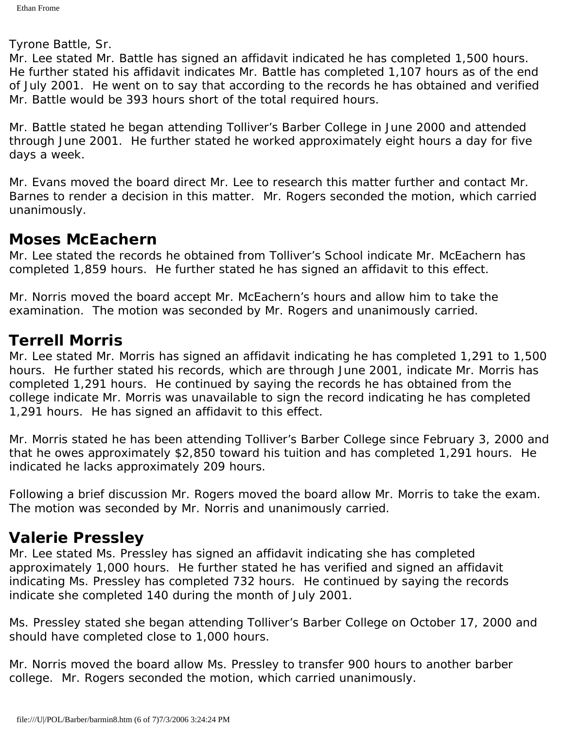Tyrone Battle, Sr.

Mr. Lee stated Mr. Battle has signed an affidavit indicated he has completed 1,500 hours. He further stated his affidavit indicates Mr. Battle has completed 1,107 hours as of the end of July 2001. He went on to say that according to the records he has obtained and verified Mr. Battle would be 393 hours short of the total required hours.

Mr. Battle stated he began attending Tolliver's Barber College in June 2000 and attended through June 2001. He further stated he worked approximately eight hours a day for five days a week.

Mr. Evans moved the board direct Mr. Lee to research this matter further and contact Mr. Barnes to render a decision in this matter. Mr. Rogers seconded the motion, which carried unanimously.

## Moses McEachern

Mr. Lee stated the records he obtained from Tolliver's School indicate Mr. McEachern has completed 1,859 hours. He further stated he has signed an affidavit to this effect.

Mr. Norris moved the board accept Mr. McEachern's hours and allow him to take the examination. The motion was seconded by Mr. Rogers and unanimously carried.

## Terrell Morris

Mr. Lee stated Mr. Morris has signed an affidavit indicating he has completed 1,291 to 1,500 hours. He further stated his records, which are through June 2001, indicate Mr. Morris has completed 1,291 hours. He continued by saying the records he has obtained from the college indicate Mr. Morris was unavailable to sign the record indicating he has completed 1,291 hours. He has signed an affidavit to this effect.

Mr. Morris stated he has been attending Tolliver's Barber College since February 3, 2000 and that he owes approximately $2,850 toward his tuition and has completed 1,291 hours. He indicated he lacks approximately 209 hours.

Following a brief discussion Mr. Rogers moved the board allow Mr. Morris to take the exam. The motion was seconded by Mr. Norris and unanimously carried.

## Valerie Pressley

Mr. Lee stated Ms. Pressley has signed an affidavit indicating she has completed approximately 1,000 hours. He further stated he has verified and signed an affidavit indicating Ms. Pressley has completed 732 hours. He continued by saying the records indicate she completed 140 during the month of July 2001.

Ms. Pressley stated she began attending Tolliver's Barber College on October 17, 2000 and should have completed close to 1,000 hours.

Mr. Norris moved the board allow Ms. Pressley to transfer 900 hours to another barber college. Mr. Rogers seconded the motion, which carried unanimously.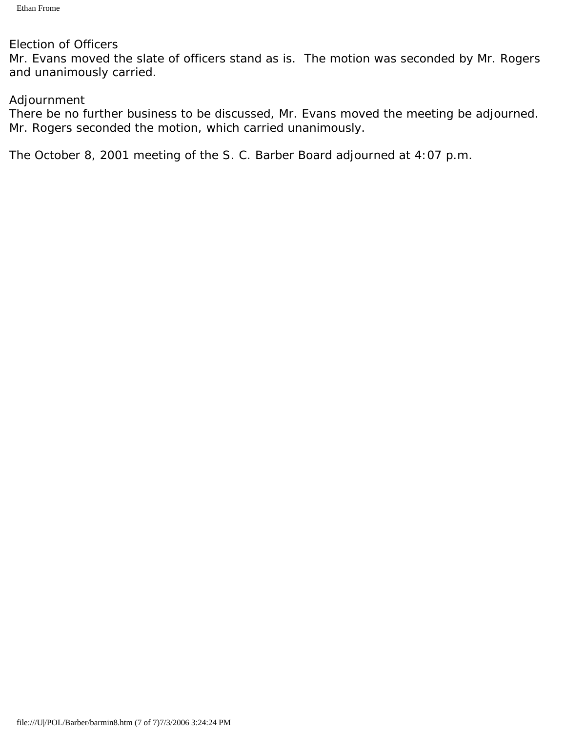## Election of Officers

Mr. Evans moved the slate of officers stand as is. The motion was seconded by Mr. Rogers and unanimously carried.

## Adjournment

There be no further business to be discussed, Mr. Evans moved the meeting be adjourned. Mr. Rogers seconded the motion, which carried unanimously.

The October 8, 2001 meeting of the S. C. Barber Board adjourned at 4:07 p.m.